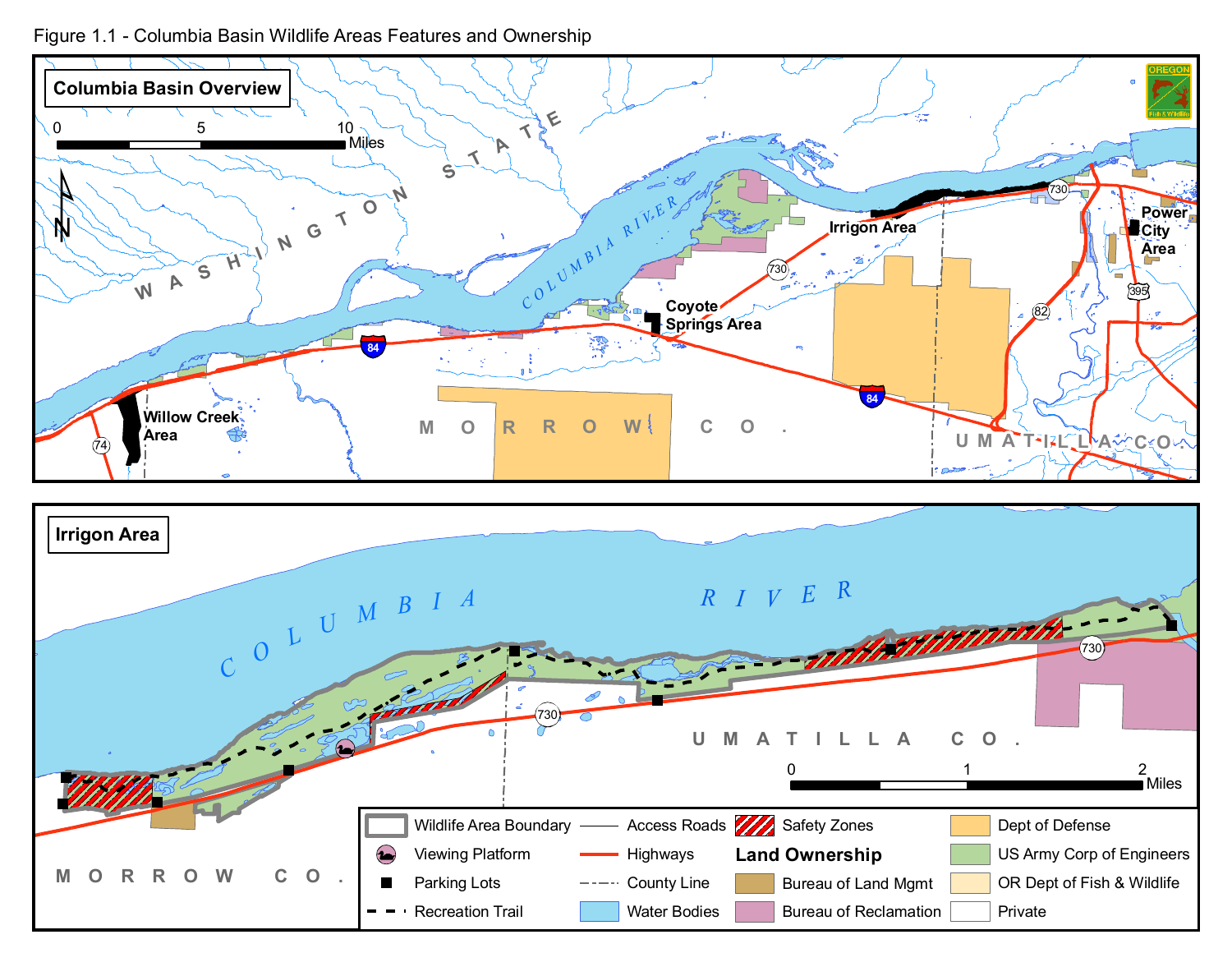Figure 1.1 - Columbia Basin Wildlife Areas Features and Ownership

**Columbia Basin Overview**

0 5 10 Miles

WASHINGTON STATE

COLUMBIA RIVER

Irrigon Area

Power City Area

Coyote Springs Area

Willow Creek Area

MORROW CO.

UMATILLA CO.

**Irrigon Area**

COLUMBIA RIVER

UMATILLA CO.

MORROW CO.

0 1 2 Miles

| Legend | | | |
|---|---|---|---|
| Wildlife Area Boundary | Access Roads | Safety Zones | Dept of Defense |
| Viewing Platform | Highways | **Land Ownership** | US Army Corp of Engineers |
| Parking Lots | County Line | Bureau of Land Mgmt | OR Dept of Fish & Wildlife |
| Recreation Trail | Water Bodies | Bureau of Reclamation | Private |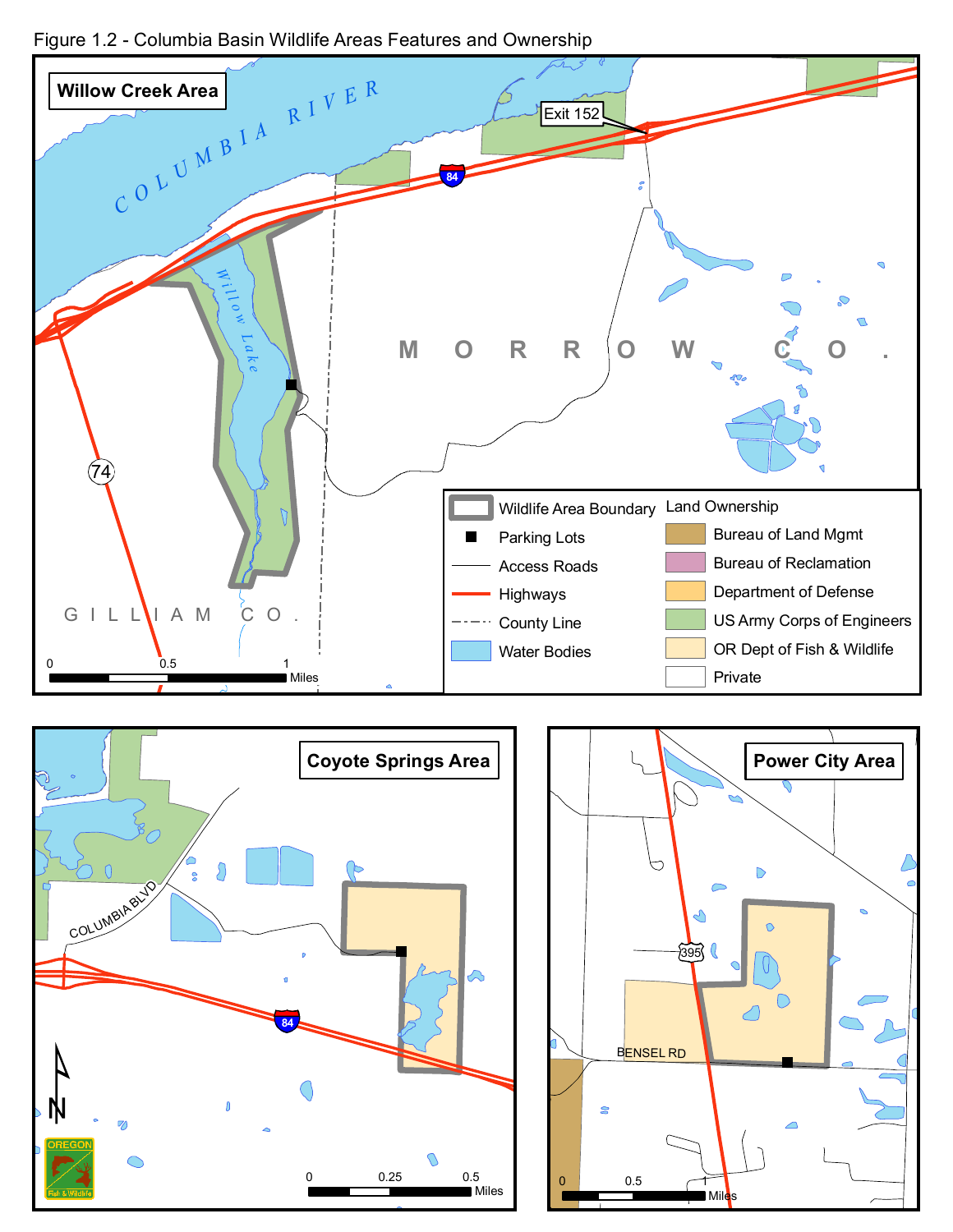Figure 1.2 - Columbia Basin Wildlife Areas Features and Ownership

Willow Creek Area

COLUMBIA RIVER

Exit 152

84

Willow Lake

MORROW CO.

74

GILLIAM CO.

0
0.5
1
Miles

Wildlife Area Boundary
Parking Lots
Access Roads
Highways
County Line
Water Bodies

Land Ownership
Bureau of Land Mgmt
Bureau of Reclamation
Department of Defense
US Army Corps of Engineers
OR Dept of Fish & Wildlife
Private

Coyote Springs Area

COLUMBIA BLVD

84

N

OREGON
Fish & Wildlife

0
0.25
0.5
Miles

Power City Area

395

BENSEL RD

0
0.5
1
Miles